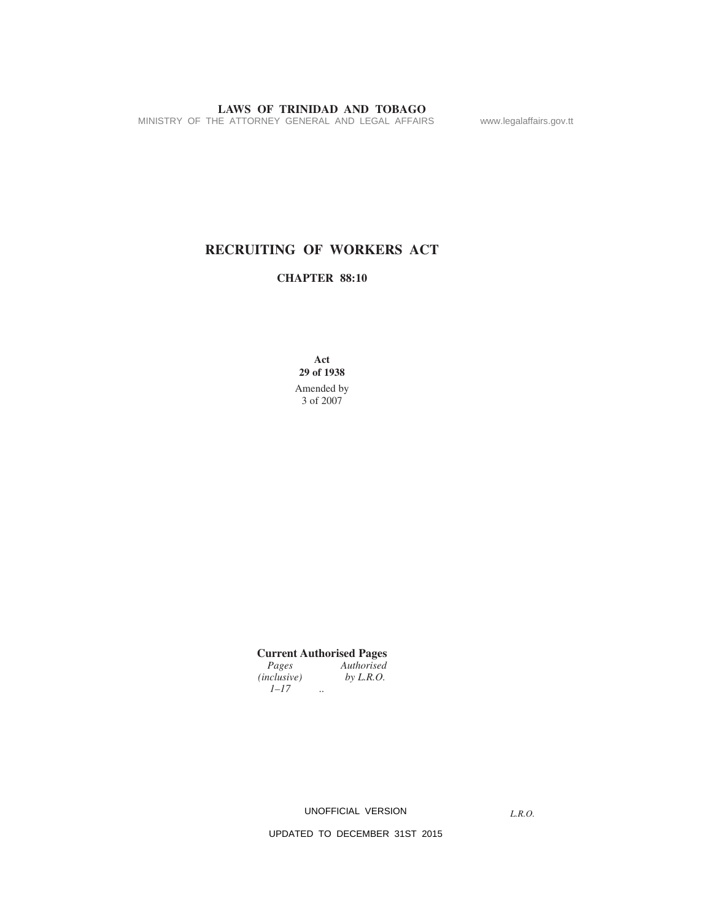LAWS OF TRINIDAD AND TOBAGO

MINISTRY OF THE ATTORNEY GENERAL AND LEGAL AFFAIRS www.legalaffairs.gov.tt

# RECRUITING OF WORKERS ACT

## CHAPTER 88:10

**Act**
**29 of 1938**

Amended by
3 of 2007

**Current Authorised Pages**

| *Pages (inclusive)* | *Authorised by L.R.O.* |
|---|---|
| *1–17* | .. |

UNOFFICIAL VERSION

*L.R.O.*

UPDATED TO DECEMBER 31ST 2015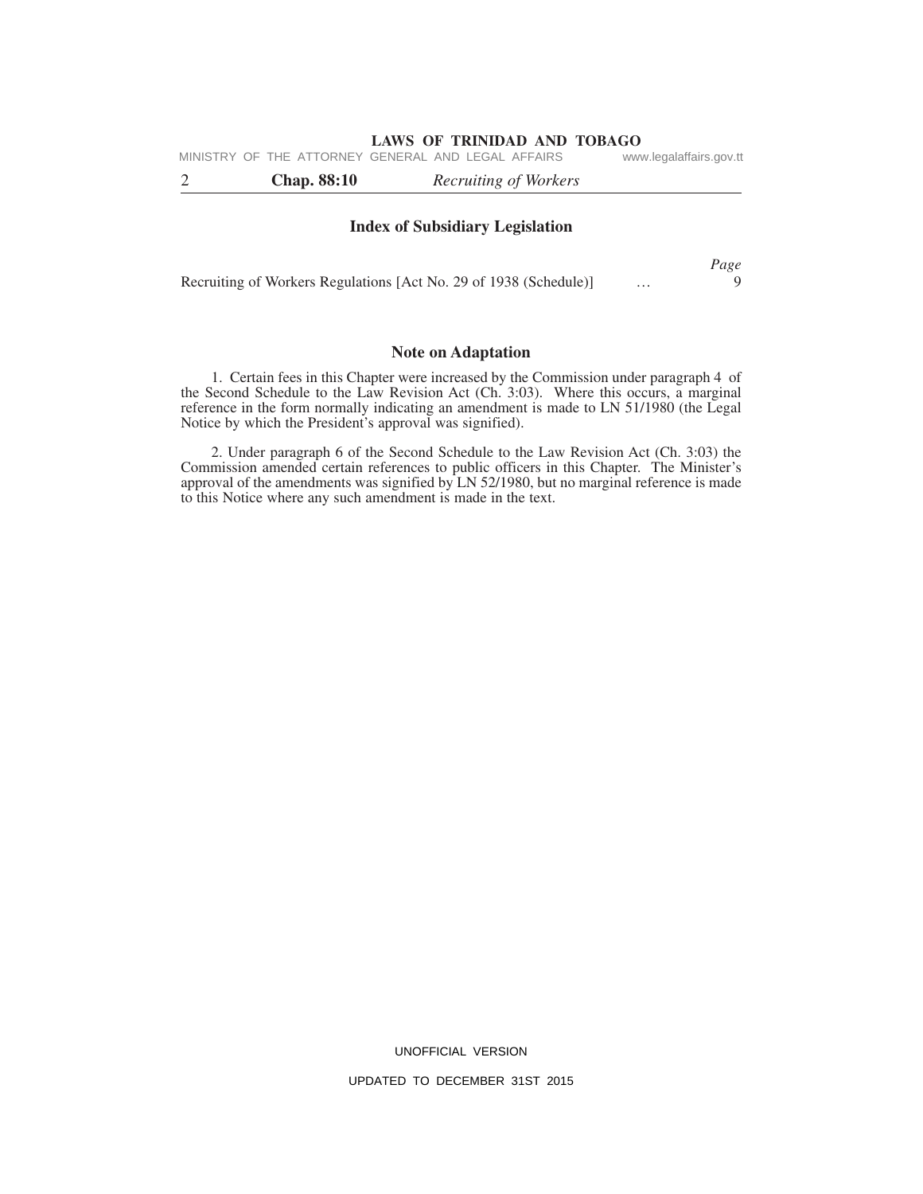## Index of Subsidiary Legislation

| | | *Page* |
|---|---|---|
| Recruiting of Workers Regulations [Act No. 29 of 1938 (Schedule)] | … | 9 |

## Note on Adaptation

1. Certain fees in this Chapter were increased by the Commission under paragraph 4 of the Second Schedule to the Law Revision Act (Ch. 3:03). Where this occurs, a marginal reference in the form normally indicating an amendment is made to LN 51/1980 (the Legal Notice by which the President's approval was signified).

2. Under paragraph 6 of the Second Schedule to the Law Revision Act (Ch. 3:03) the Commission amended certain references to public officers in this Chapter. The Minister's approval of the amendments was signified by LN 52/1980, but no marginal reference is made to this Notice where any such amendment is made in the text.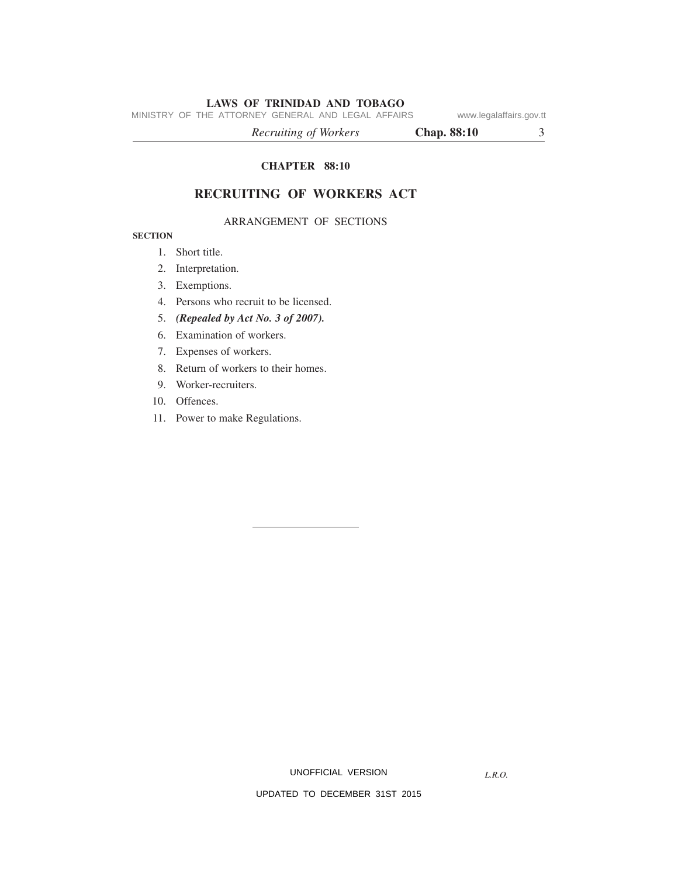**CHAPTER 88:10**

# RECRUITING OF WORKERS ACT

ARRANGEMENT OF SECTIONS

**SECTION**

1. Short title.
2. Interpretation.
3. Exemptions.
4. Persons who recruit to be licensed.
5. ***(Repealed by Act No. 3 of 2007).***
6. Examination of workers.
7. Expenses of workers.
8. Return of workers to their homes.
9. Worker-recruiters.
10. Offences.
11. Power to make Regulations.

---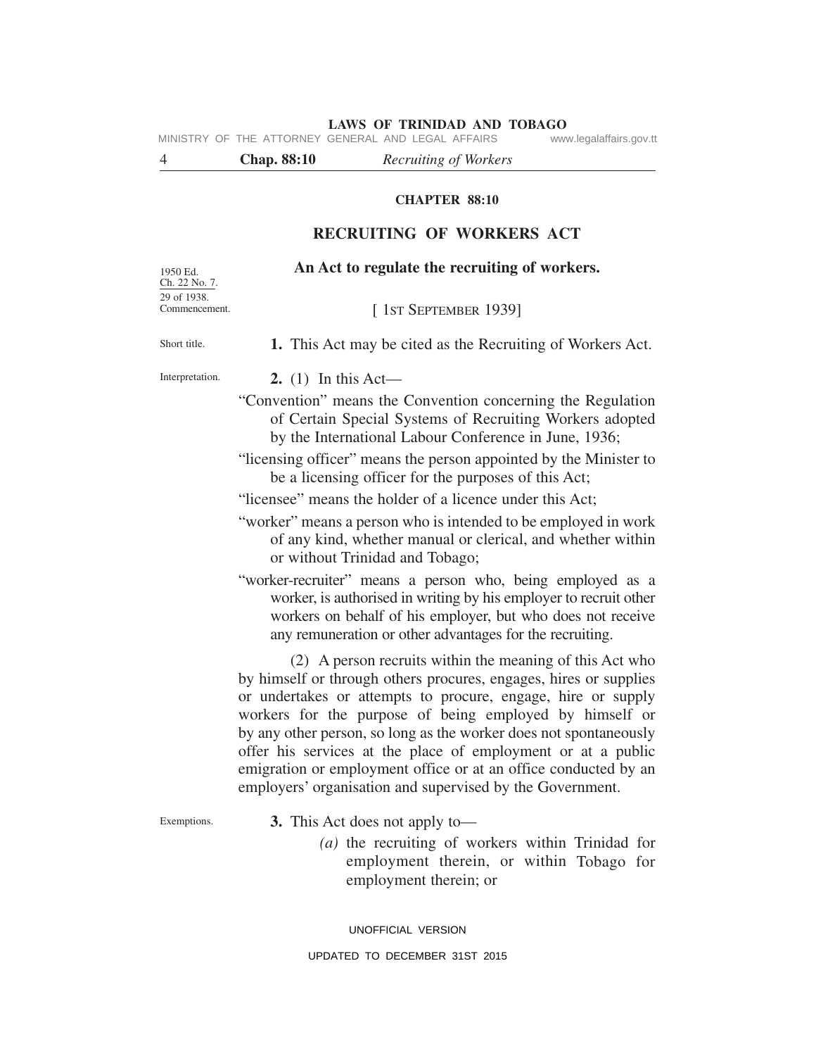## CHAPTER 88:10

# RECRUITING OF WORKERS ACT

1950 Ed.
Ch. 22 No. 7.
29 of 1938.

**An Act to regulate the recruiting of workers.**

Commencement.

[1ST SEPTEMBER 1939]

Short title.

**1.** This Act may be cited as the Recruiting of Workers Act.

Interpretation.

**2.** (1) In this Act—

"Convention" means the Convention concerning the Regulation of Certain Special Systems of Recruiting Workers adopted by the International Labour Conference in June, 1936;

"licensing officer" means the person appointed by the Minister to be a licensing officer for the purposes of this Act;

"licensee" means the holder of a licence under this Act;

"worker" means a person who is intended to be employed in work of any kind, whether manual or clerical, and whether within or without Trinidad and Tobago;

"worker-recruiter" means a person who, being employed as a worker, is authorised in writing by his employer to recruit other workers on behalf of his employer, but who does not receive any remuneration or other advantages for the recruiting.

(2) A person recruits within the meaning of this Act who by himself or through others procures, engages, hires or supplies or undertakes or attempts to procure, engage, hire or supply workers for the purpose of being employed by himself or by any other person, so long as the worker does not spontaneously offer his services at the place of employment or at a public emigration or employment office or at an office conducted by an employers' organisation and supervised by the Government.

Exemptions.

**3.** This Act does not apply to—

*(a)* the recruiting of workers within Trinidad for employment therein, or within Tobago for employment therein; or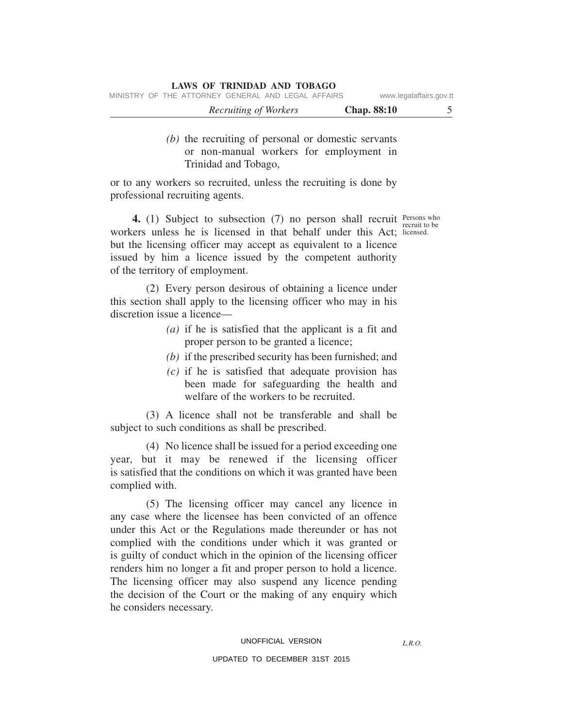*(b)* the recruiting of personal or domestic servants or non-manual workers for employment in Trinidad and Tobago,

or to any workers so recruited, unless the recruiting is done by professional recruiting agents.

Persons who recruit to be licensed.

**4.** (1) Subject to subsection (7) no person shall recruit workers unless he is licensed in that behalf under this Act; but the licensing officer may accept as equivalent to a licence issued by him a licence issued by the competent authority of the territory of employment.

(2) Every person desirous of obtaining a licence under this section shall apply to the licensing officer who may in his discretion issue a licence—

*(a)* if he is satisfied that the applicant is a fit and proper person to be granted a licence;

*(b)* if the prescribed security has been furnished; and

*(c)* if he is satisfied that adequate provision has been made for safeguarding the health and welfare of the workers to be recruited.

(3) A licence shall not be transferable and shall be subject to such conditions as shall be prescribed.

(4) No licence shall be issued for a period exceeding one year, but it may be renewed if the licensing officer is satisfied that the conditions on which it was granted have been complied with.

(5) The licensing officer may cancel any licence in any case where the licensee has been convicted of an offence under this Act or the Regulations made thereunder or has not complied with the conditions under which it was granted or is guilty of conduct which in the opinion of the licensing officer renders him no longer a fit and proper person to hold a licence. The licensing officer may also suspend any licence pending the decision of the Court or the making of any enquiry which he considers necessary.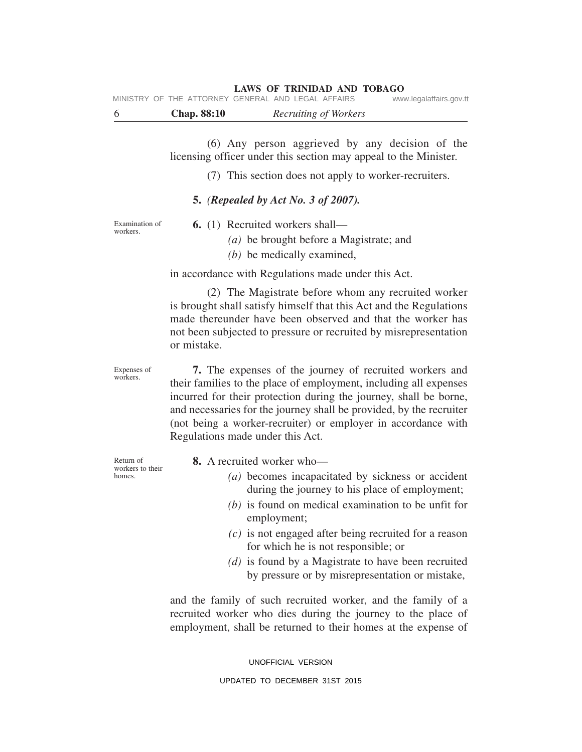(6) Any person aggrieved by any decision of the licensing officer under this section may appeal to the Minister.

(7) This section does not apply to worker-recruiters.

**5.** *(**Repealed by Act No. 3 of 2007**).*

Examination of workers.

**6.** (1) Recruited workers shall—

*(a)* be brought before a Magistrate; and

*(b)* be medically examined,

in accordance with Regulations made under this Act.

(2) The Magistrate before whom any recruited worker is brought shall satisfy himself that this Act and the Regulations made thereunder have been observed and that the worker has not been subjected to pressure or recruited by misrepresentation or mistake.

Expenses of workers.

**7.** The expenses of the journey of recruited workers and their families to the place of employment, including all expenses incurred for their protection during the journey, shall be borne, and necessaries for the journey shall be provided, by the recruiter (not being a worker-recruiter) or employer in accordance with Regulations made under this Act.

Return of workers to their homes.

**8.** A recruited worker who—

*(a)* becomes incapacitated by sickness or accident during the journey to his place of employment;

*(b)* is found on medical examination to be unfit for employment;

*(c)* is not engaged after being recruited for a reason for which he is not responsible; or

*(d)* is found by a Magistrate to have been recruited by pressure or by misrepresentation or mistake,

and the family of such recruited worker, and the family of a recruited worker who dies during the journey to the place of employment, shall be returned to their homes at the expense of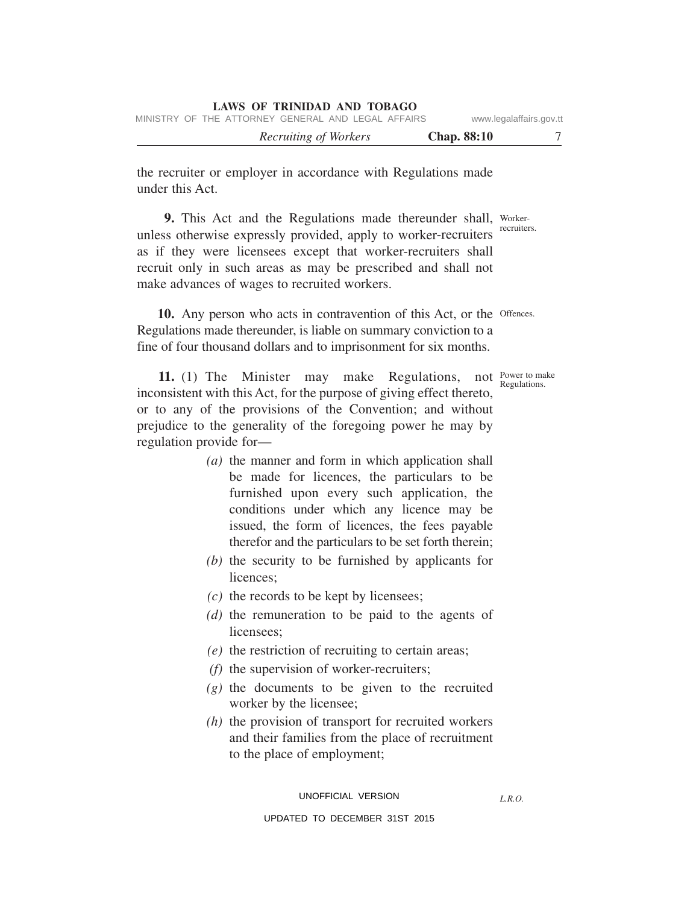the recruiter or employer in accordance with Regulations made under this Act.

Worker-recruiters.

**9.** This Act and the Regulations made thereunder shall, unless otherwise expressly provided, apply to worker-recruiters as if they were licensees except that worker-recruiters shall recruit only in such areas as may be prescribed and shall not make advances of wages to recruited workers.

Offences.

**10.** Any person who acts in contravention of this Act, or the Regulations made thereunder, is liable on summary conviction to a fine of four thousand dollars and to imprisonment for six months.

Power to make Regulations.

**11.** (1) The Minister may make Regulations, not inconsistent with this Act, for the purpose of giving effect thereto, or to any of the provisions of the Convention; and without prejudice to the generality of the foregoing power he may by regulation provide for—

*(a)* the manner and form in which application shall be made for licences, the particulars to be furnished upon every such application, the conditions under which any licence may be issued, the form of licences, the fees payable therefor and the particulars to be set forth therein;

*(b)* the security to be furnished by applicants for licences;

*(c)* the records to be kept by licensees;

*(d)* the remuneration to be paid to the agents of licensees;

*(e)* the restriction of recruiting to certain areas;

*(f)* the supervision of worker-recruiters;

*(g)* the documents to be given to the recruited worker by the licensee;

*(h)* the provision of transport for recruited workers and their families from the place of recruitment to the place of employment;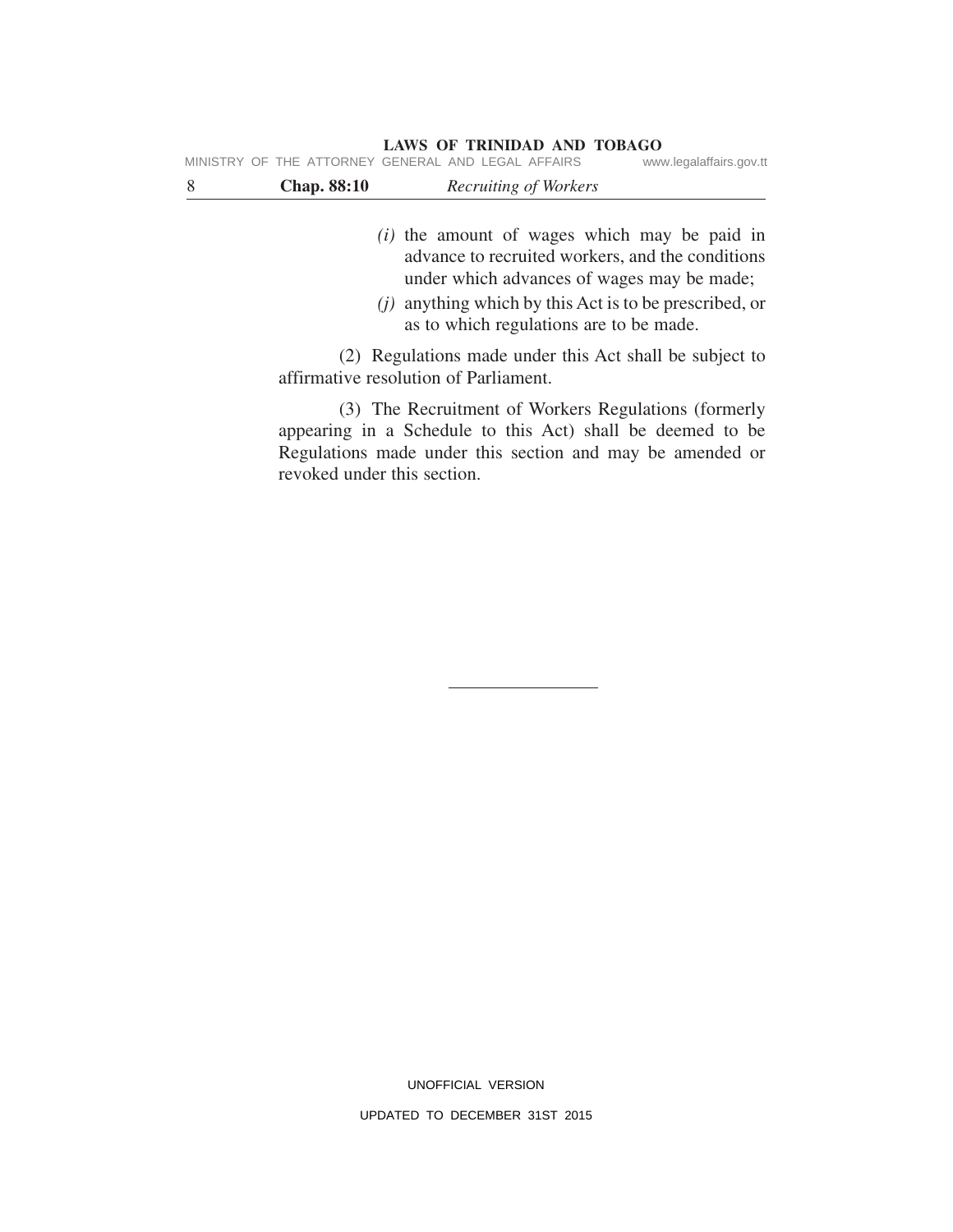*(i)* the amount of wages which may be paid in advance to recruited workers, and the conditions under which advances of wages may be made;

*(j)* anything which by this Act is to be prescribed, or as to which regulations are to be made.

(2) Regulations made under this Act shall be subject to affirmative resolution of Parliament.

(3) The Recruitment of Workers Regulations (formerly appearing in a Schedule to this Act) shall be deemed to be Regulations made under this section and may be amended or revoked under this section.

---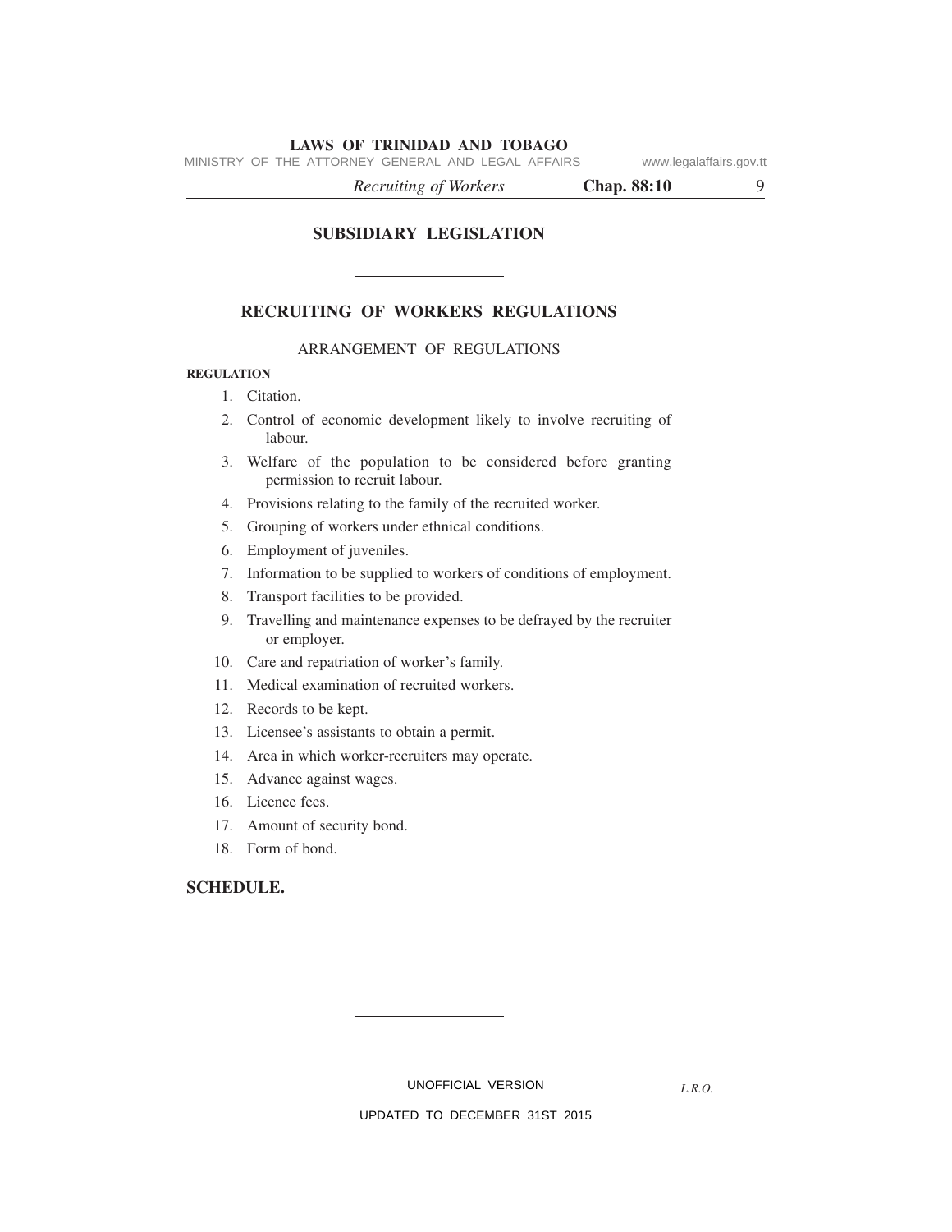## SUBSIDIARY LEGISLATION

---

## RECRUITING OF WORKERS REGULATIONS

ARRANGEMENT OF REGULATIONS

**REGULATION**

1. Citation.
2. Control of economic development likely to involve recruiting of labour.
3. Welfare of the population to be considered before granting permission to recruit labour.
4. Provisions relating to the family of the recruited worker.
5. Grouping of workers under ethnical conditions.
6. Employment of juveniles.
7. Information to be supplied to workers of conditions of employment.
8. Transport facilities to be provided.
9. Travelling and maintenance expenses to be defrayed by the recruiter or employer.
10. Care and repatriation of worker's family.
11. Medical examination of recruited workers.
12. Records to be kept.
13. Licensee's assistants to obtain a permit.
14. Area in which worker-recruiters may operate.
15. Advance against wages.
16. Licence fees.
17. Amount of security bond.
18. Form of bond.

**SCHEDULE.**

---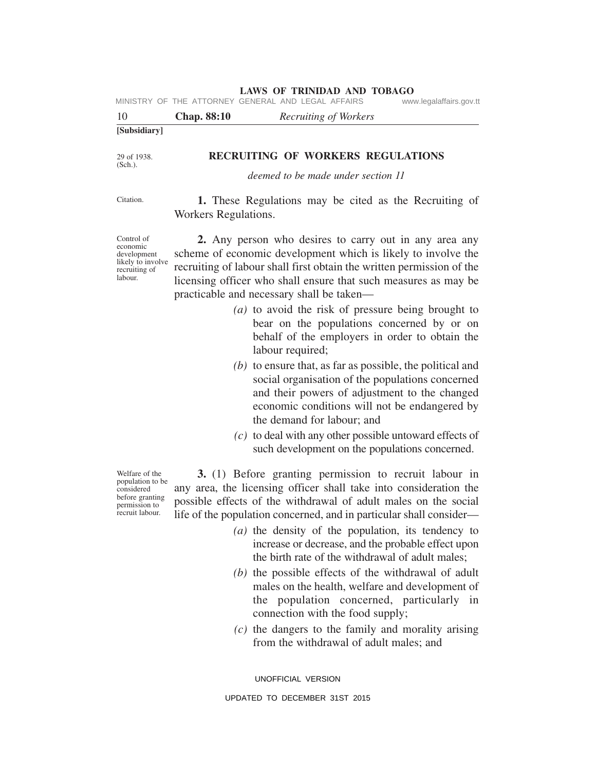[Subsidiary]

29 of 1938. (Sch.).

## RECRUITING OF WORKERS REGULATIONS

*deemed to be made under section 11*

Citation.

**1.** These Regulations may be cited as the Recruiting of Workers Regulations.

Control of economic development likely to involve recruiting of labour.

**2.** Any person who desires to carry out in any area any scheme of economic development which is likely to involve the recruiting of labour shall first obtain the written permission of the licensing officer who shall ensure that such measures as may be practicable and necessary shall be taken—

*(a)* to avoid the risk of pressure being brought to bear on the populations concerned by or on behalf of the employers in order to obtain the labour required;

*(b)* to ensure that, as far as possible, the political and social organisation of the populations concerned and their powers of adjustment to the changed economic conditions will not be endangered by the demand for labour; and

*(c)* to deal with any other possible untoward effects of such development on the populations concerned.

Welfare of the population to be considered before granting permission to recruit labour.

**3.** (1) Before granting permission to recruit labour in any area, the licensing officer shall take into consideration the possible effects of the withdrawal of adult males on the social life of the population concerned, and in particular shall consider—

*(a)* the density of the population, its tendency to increase or decrease, and the probable effect upon the birth rate of the withdrawal of adult males;

*(b)* the possible effects of the withdrawal of adult males on the health, welfare and development of the population concerned, particularly in connection with the food supply;

*(c)* the dangers to the family and morality arising from the withdrawal of adult males; and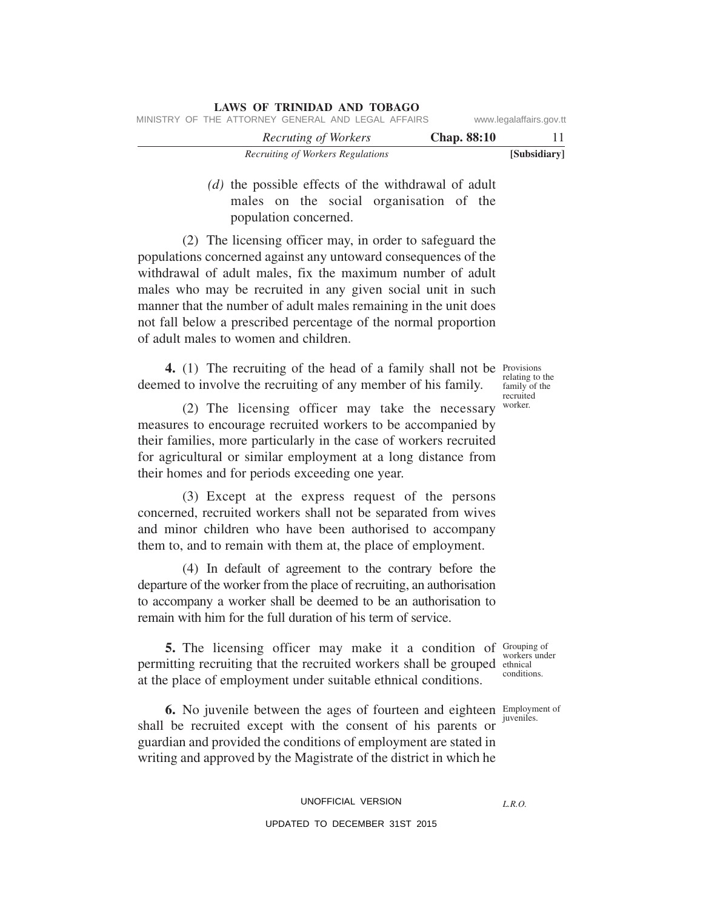(d) the possible effects of the withdrawal of adult males on the social organisation of the population concerned.

(2) The licensing officer may, in order to safeguard the populations concerned against any untoward consequences of the withdrawal of adult males, fix the maximum number of adult males who may be recruited in any given social unit in such manner that the number of adult males remaining in the unit does not fall below a prescribed percentage of the normal proportion of adult males to women and children.

*Provisions relating to the family of the recruited worker.*

**4.** (1) The recruiting of the head of a family shall not be deemed to involve the recruiting of any member of his family.

(2) The licensing officer may take the necessary measures to encourage recruited workers to be accompanied by their families, more particularly in the case of workers recruited for agricultural or similar employment at a long distance from their homes and for periods exceeding one year.

(3) Except at the express request of the persons concerned, recruited workers shall not be separated from wives and minor children who have been authorised to accompany them to, and to remain with them at, the place of employment.

(4) In default of agreement to the contrary before the departure of the worker from the place of recruiting, an authorisation to accompany a worker shall be deemed to be an authorisation to remain with him for the full duration of his term of service.

*Grouping of workers under ethnical conditions.*

**5.** The licensing officer may make it a condition of permitting recruiting that the recruited workers shall be grouped at the place of employment under suitable ethnical conditions.

*Employment of juveniles.*

**6.** No juvenile between the ages of fourteen and eighteen shall be recruited except with the consent of his parents or guardian and provided the conditions of employment are stated in writing and approved by the Magistrate of the district in which he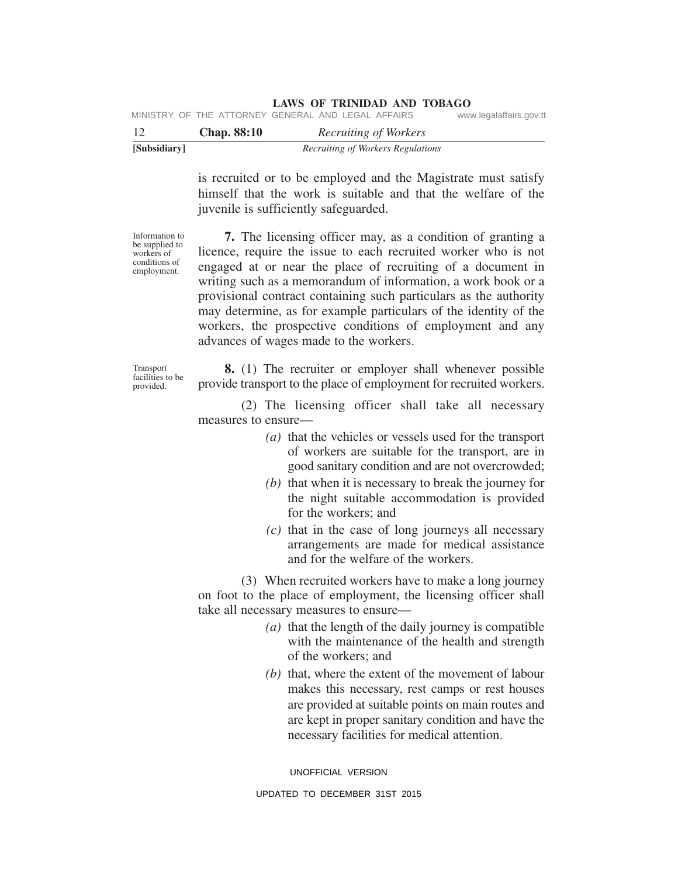is recruited or to be employed and the Magistrate must satisfy himself that the work is suitable and that the welfare of the juvenile is sufficiently safeguarded.

Information to be supplied to workers of conditions of employment.

**7.** The licensing officer may, as a condition of granting a licence, require the issue to each recruited worker who is not engaged at or near the place of recruiting of a document in writing such as a memorandum of information, a work book or a provisional contract containing such particulars as the authority may determine, as for example particulars of the identity of the workers, the prospective conditions of employment and any advances of wages made to the workers.

Transport facilities to be provided.

**8.** (1) The recruiter or employer shall whenever possible provide transport to the place of employment for recruited workers.

(2) The licensing officer shall take all necessary measures to ensure—

*(a)* that the vehicles or vessels used for the transport of workers are suitable for the transport, are in good sanitary condition and are not overcrowded;

*(b)* that when it is necessary to break the journey for the night suitable accommodation is provided for the workers; and

*(c)* that in the case of long journeys all necessary arrangements are made for medical assistance and for the welfare of the workers.

(3) When recruited workers have to make a long journey on foot to the place of employment, the licensing officer shall take all necessary measures to ensure—

*(a)* that the length of the daily journey is compatible with the maintenance of the health and strength of the workers; and

*(b)* that, where the extent of the movement of labour makes this necessary, rest camps or rest houses are provided at suitable points on main routes and are kept in proper sanitary condition and have the necessary facilities for medical attention.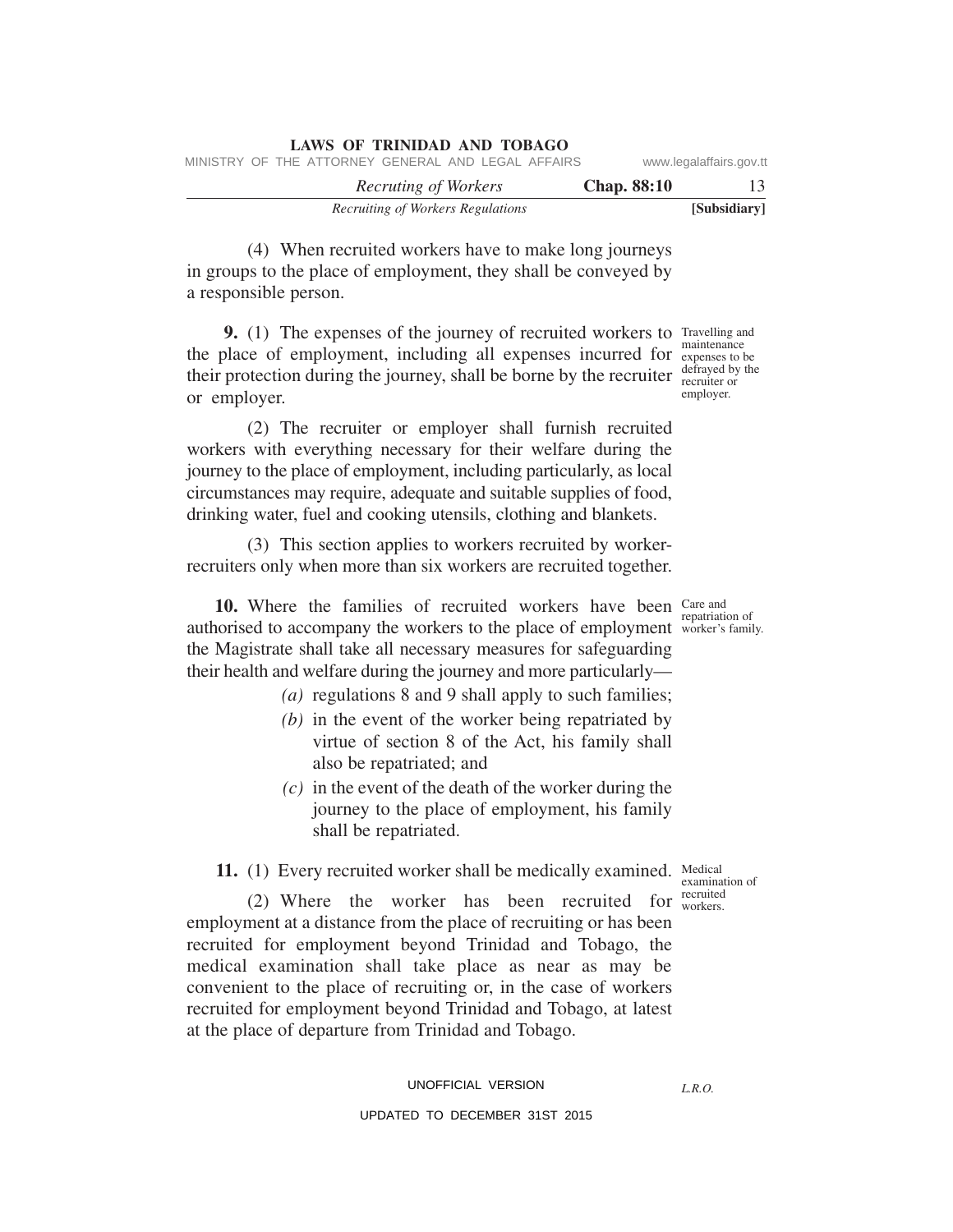(4) When recruited workers have to make long journeys in groups to the place of employment, they shall be conveyed by a responsible person.

Travelling and maintenance expenses to be defrayed by the recruiter or employer.

**9.** (1) The expenses of the journey of recruited workers to the place of employment, including all expenses incurred for their protection during the journey, shall be borne by the recruiter or employer.

(2) The recruiter or employer shall furnish recruited workers with everything necessary for their welfare during the journey to the place of employment, including particularly, as local circumstances may require, adequate and suitable supplies of food, drinking water, fuel and cooking utensils, clothing and blankets.

(3) This section applies to workers recruited by worker-recruiters only when more than six workers are recruited together.

Care and repatriation of worker's family.

**10.** Where the families of recruited workers have been authorised to accompany the workers to the place of employment the Magistrate shall take all necessary measures for safeguarding their health and welfare during the journey and more particularly—

*(a)* regulations 8 and 9 shall apply to such families;

*(b)* in the event of the worker being repatriated by virtue of section 8 of the Act, his family shall also be repatriated; and

*(c)* in the event of the death of the worker during the journey to the place of employment, his family shall be repatriated.

Medical examination of recruited workers.

**11.** (1) Every recruited worker shall be medically examined.

(2) Where the worker has been recruited for employment at a distance from the place of recruiting or has been recruited for employment beyond Trinidad and Tobago, the medical examination shall take place as near as may be convenient to the place of recruiting or, in the case of workers recruited for employment beyond Trinidad and Tobago, at latest at the place of departure from Trinidad and Tobago.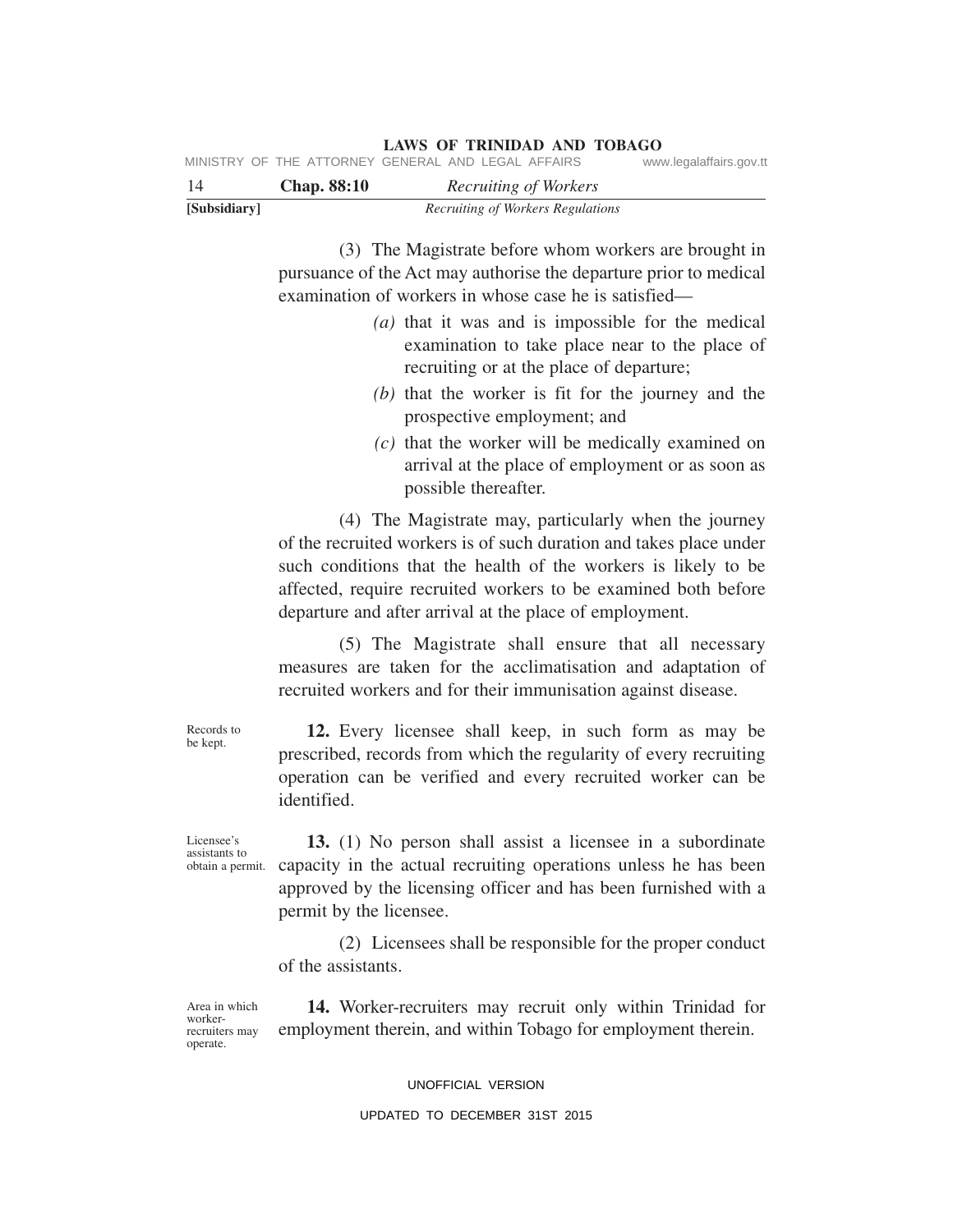(3) The Magistrate before whom workers are brought in pursuance of the Act may authorise the departure prior to medical examination of workers in whose case he is satisfied—

*(a)* that it was and is impossible for the medical examination to take place near to the place of recruiting or at the place of departure;

*(b)* that the worker is fit for the journey and the prospective employment; and

*(c)* that the worker will be medically examined on arrival at the place of employment or as soon as possible thereafter.

(4) The Magistrate may, particularly when the journey of the recruited workers is of such duration and takes place under such conditions that the health of the workers is likely to be affected, require recruited workers to be examined both before departure and after arrival at the place of employment.

(5) The Magistrate shall ensure that all necessary measures are taken for the acclimatisation and adaptation of recruited workers and for their immunisation against disease.

Records to be kept.

**12.** Every licensee shall keep, in such form as may be prescribed, records from which the regularity of every recruiting operation can be verified and every recruited worker can be identified.

Licensee's assistants to obtain a permit.

**13.** (1) No person shall assist a licensee in a subordinate capacity in the actual recruiting operations unless he has been approved by the licensing officer and has been furnished with a permit by the licensee.

(2) Licensees shall be responsible for the proper conduct of the assistants.

Area in which worker-recruiters may operate.

**14.** Worker-recruiters may recruit only within Trinidad for employment therein, and within Tobago for employment therein.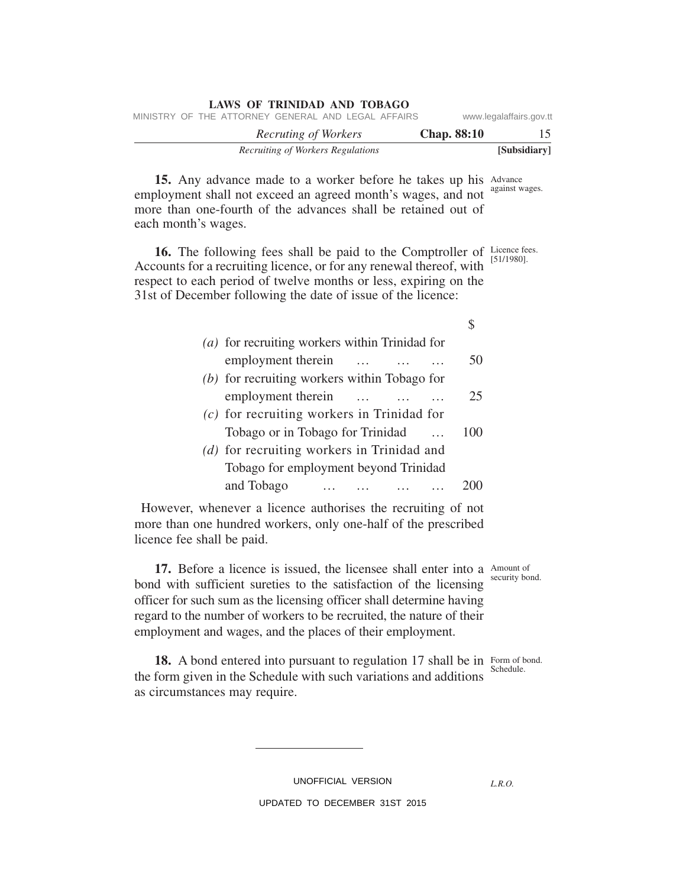**15.** Any advance made to a worker before he takes up his employment shall not exceed an agreed month's wages, and not more than one-fourth of the advances shall be retained out of each month's wages.

Advance against wages.

**16.** The following fees shall be paid to the Comptroller of Accounts for a recruiting licence, or for any renewal thereof, with respect to each period of twelve months or less, expiring on the 31st of December following the date of issue of the licence:

Licence fees. [51/1980].

| | $ |
|---|---|
| *(a)* for recruiting workers within Trinidad for employment therein … … … | 50 |
| *(b)* for recruiting workers within Tobago for employment therein … … … | 25 |
| *(c)* for recruiting workers in Trinidad for Tobago or in Tobago for Trinidad … | 100 |
| *(d)* for recruiting workers in Trinidad and Tobago for employment beyond Trinidad and Tobago … … … … | 200 |

However, whenever a licence authorises the recruiting of not more than one hundred workers, only one-half of the prescribed licence fee shall be paid.

**17.** Before a licence is issued, the licensee shall enter into a bond with sufficient sureties to the satisfaction of the licensing officer for such sum as the licensing officer shall determine having regard to the number of workers to be recruited, the nature of their employment and wages, and the places of their employment.

Amount of security bond.

**18.** A bond entered into pursuant to regulation 17 shall be in the form given in the Schedule with such variations and additions as circumstances may require.

Form of bond. Schedule.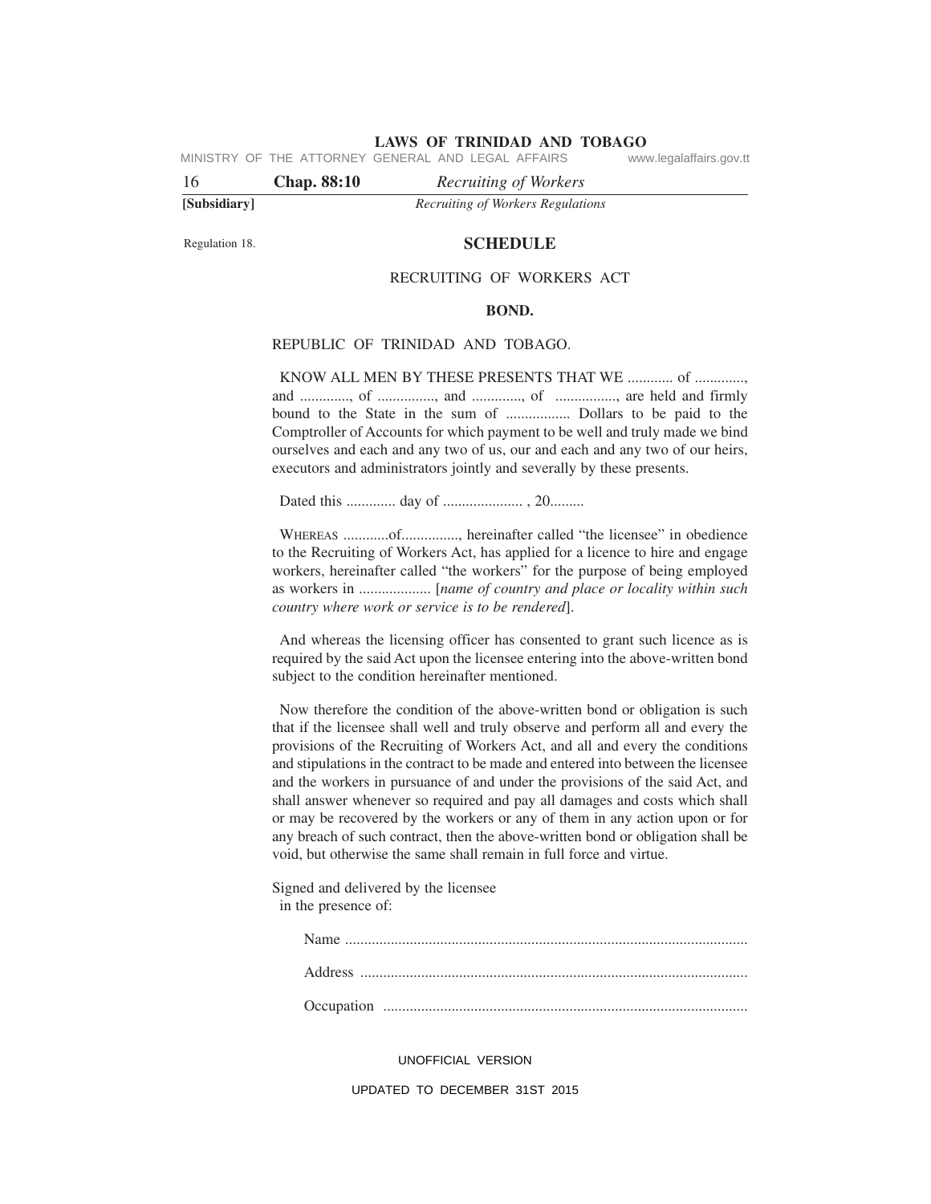Regulation 18.

## SCHEDULE

RECRUITING OF WORKERS ACT

**BOND.**

REPUBLIC OF TRINIDAD AND TOBAGO.

KNOW ALL MEN BY THESE PRESENTS THAT WE ............ of ............., and ............., of ..............., and ............., of ................, are held and firmly bound to the State in the sum of ................. Dollars to be paid to the Comptroller of Accounts for which payment to be well and truly made we bind ourselves and each and any two of us, our and each and any two of our heirs, executors and administrators jointly and severally by these presents.

Dated this ............. day of ..................... , 20.........

WHEREAS ............of..............., hereinafter called "the licensee" in obedience to the Recruiting of Workers Act, has applied for a licence to hire and engage workers, hereinafter called "the workers" for the purpose of being employed as workers in ................... [*name of country and place or locality within such country where work or service is to be rendered*].

And whereas the licensing officer has consented to grant such licence as is required by the said Act upon the licensee entering into the above-written bond subject to the condition hereinafter mentioned.

Now therefore the condition of the above-written bond or obligation is such that if the licensee shall well and truly observe and perform all and every the provisions of the Recruiting of Workers Act, and all and every the conditions and stipulations in the contract to be made and entered into between the licensee and the workers in pursuance of and under the provisions of the said Act, and shall answer whenever so required and pay all damages and costs which shall or may be recovered by the workers or any of them in any action upon or for any breach of such contract, then the above-written bond or obligation shall be void, but otherwise the same shall remain in full force and virtue.

Signed and delivered by the licensee
in the presence of:

Name ..........................................................................................................

Address ......................................................................................................

Occupation ................................................................................................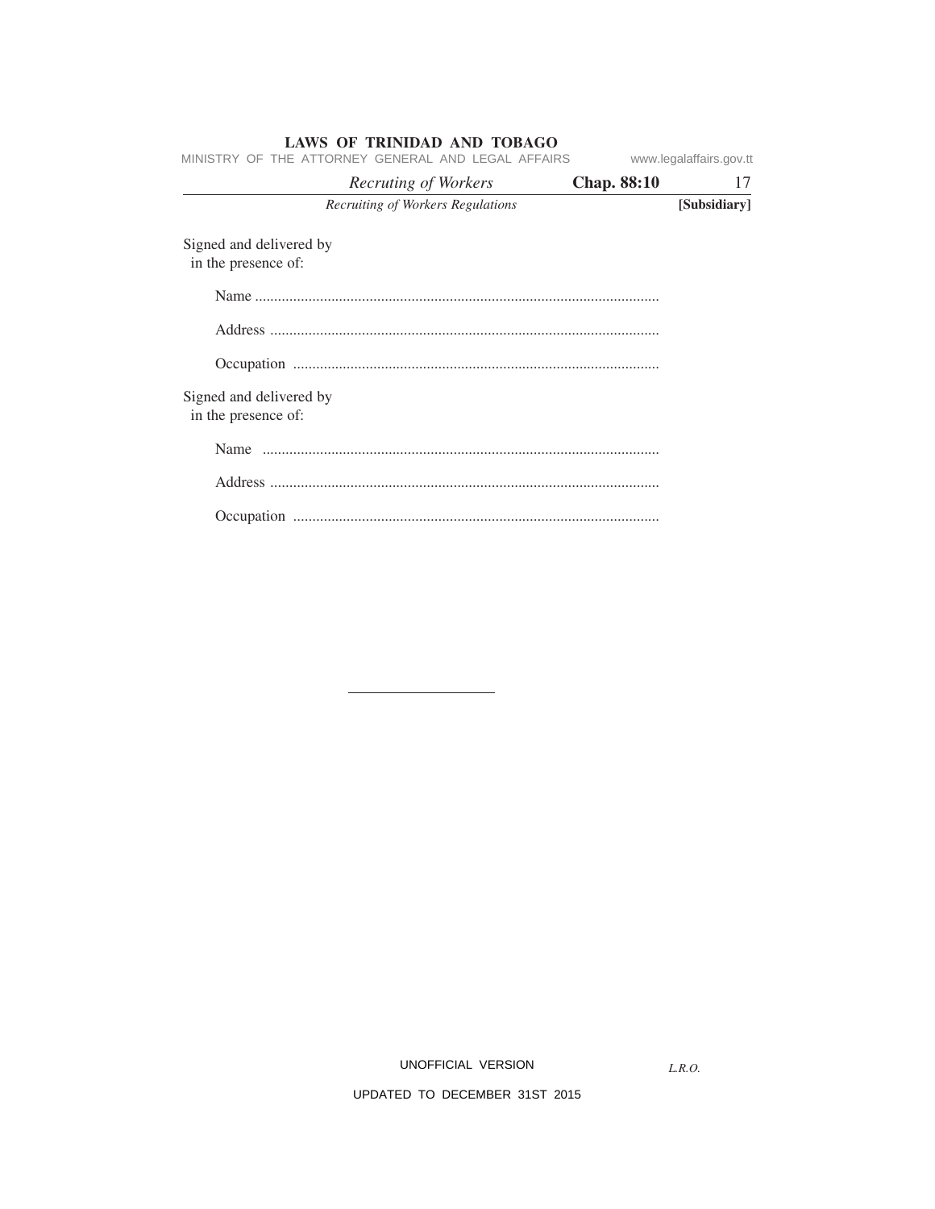Signed and delivered by
in the presence of:

Name .........................................................................................................

Address .....................................................................................................

Occupation ...............................................................................................

Signed and delivered by
in the presence of:

Name .......................................................................................................

Address .....................................................................................................

Occupation ...............................................................................................